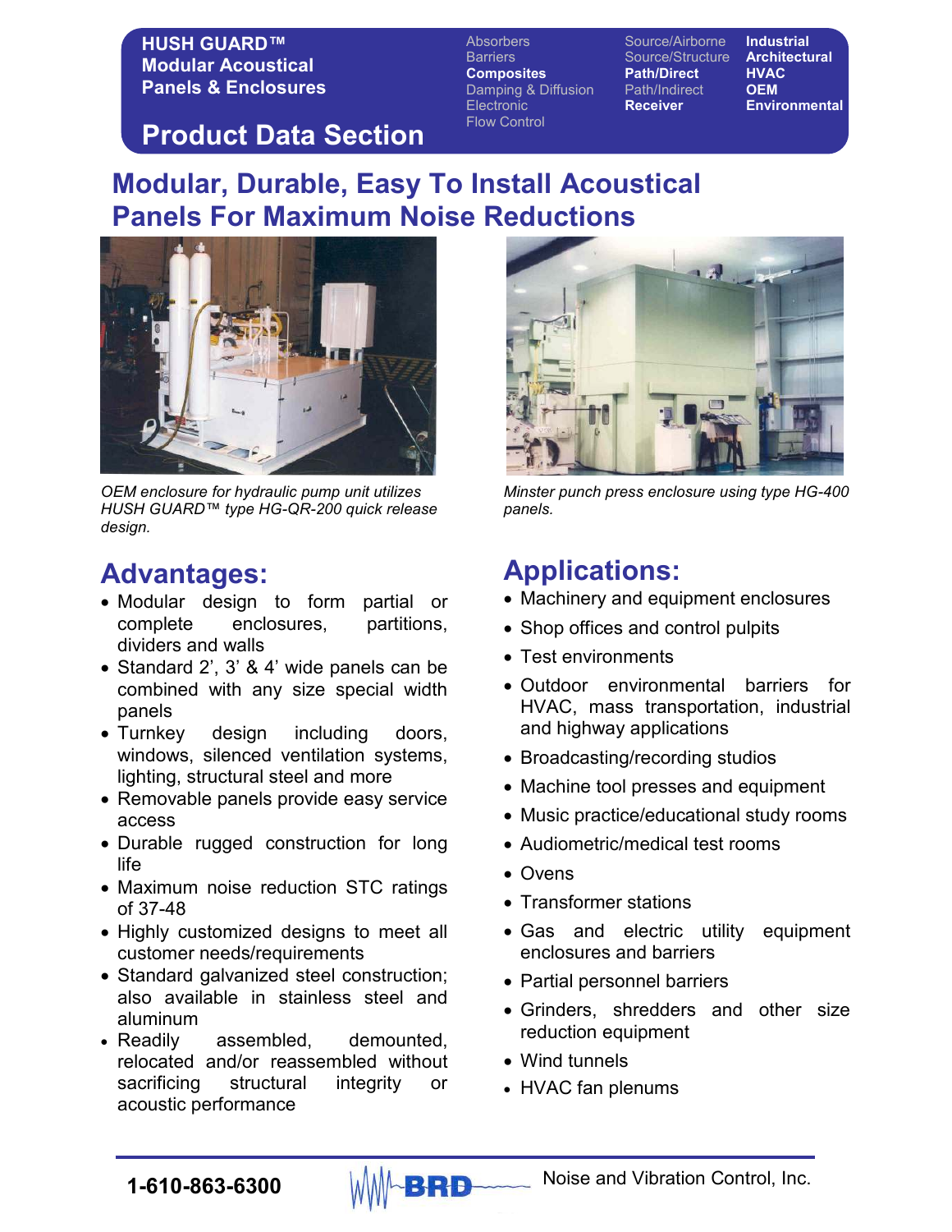**HUSH GUARD™ Modular Acoustical Panels & Enclosures**

Absorbers
Barriers
**Composites**
Damping & Diffusion
Electronic
Flow Control

Source/Airborne
Source/Structure
**Path/Direct**
Path/Indirect
**Receiver**

**Industrial**
**Architectural**
**HVAC**
**OEM**
**Environmental**

# Product Data Section

## Modular, Durable, Easy To Install Acoustical Panels For Maximum Noise Reductions

*OEM enclosure for hydraulic pump unit utilizes HUSH GUARD™ type HG-QR-200 quick release design.*

*Minster punch press enclosure using type HG-400 panels.*

## Advantages:

- Modular design to form partial or complete enclosures, partitions, dividers and walls
- Standard 2', 3' & 4' wide panels can be combined with any size special width panels
- Turnkey design including doors, windows, silenced ventilation systems, lighting, structural steel and more
- Removable panels provide easy service access
- Durable rugged construction for long life
- Maximum noise reduction STC ratings of 37-48
- Highly customized designs to meet all customer needs/requirements
- Standard galvanized steel construction; also available in stainless steel and aluminum
- Readily assembled, demounted, relocated and/or reassembled without sacrificing structural integrity or acoustic performance

## Applications:

- Machinery and equipment enclosures
- Shop offices and control pulpits
- Test environments
- Outdoor environmental barriers for HVAC, mass transportation, industrial and highway applications
- Broadcasting/recording studios
- Machine tool presses and equipment
- Music practice/educational study rooms
- Audiometric/medical test rooms
- Ovens
- Transformer stations
- Gas and electric utility equipment enclosures and barriers
- Partial personnel barriers
- Grinders, shredders and other size reduction equipment
- Wind tunnels
- HVAC fan plenums

**1-610-863-6300** BRD Noise and Vibration Control, Inc.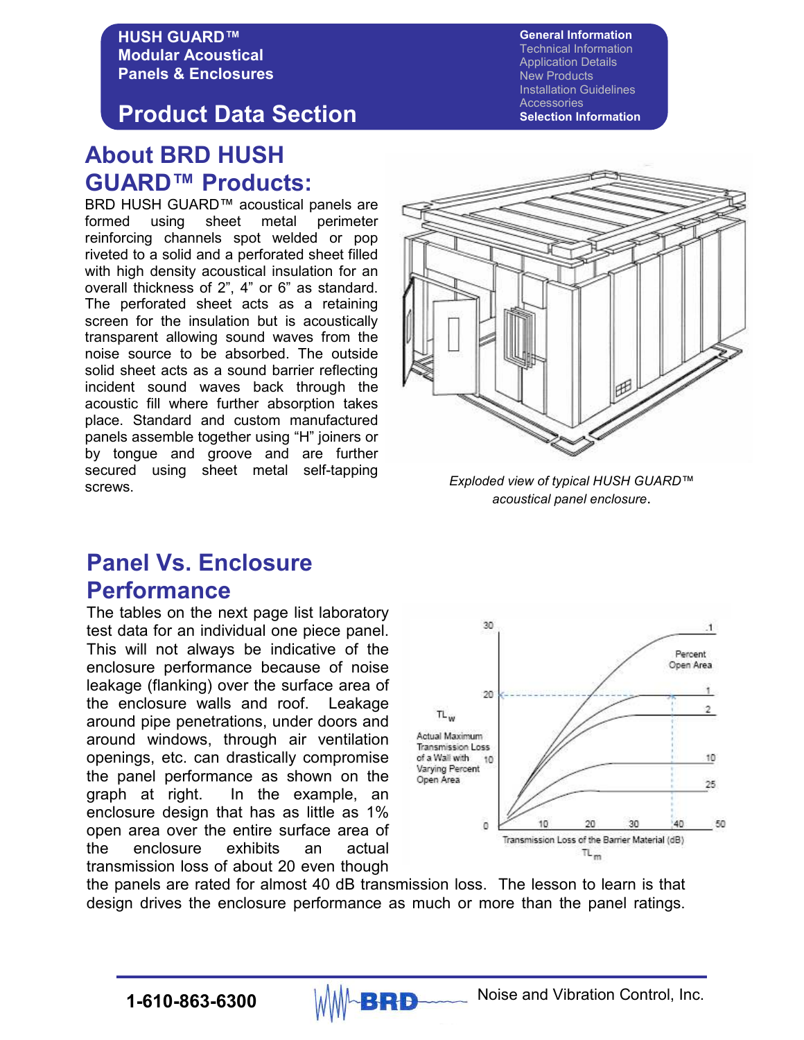HUSH GUARD™
Modular Acoustical
Panels & Enclosures

# Product Data Section

**General Information**
Technical Information
Application Details
New Products
Installation Guidelines
Accessories
**Selection Information**

## About BRD HUSH GUARD™ Products:

BRD HUSH GUARD™ acoustical panels are formed using sheet metal perimeter reinforcing channels spot welded or pop riveted to a solid and a perforated sheet filled with high density acoustical insulation for an overall thickness of 2", 4" or 6" as standard. The perforated sheet acts as a retaining screen for the insulation but is acoustically transparent allowing sound waves from the noise source to be absorbed. The outside solid sheet acts as a sound barrier reflecting incident sound waves back through the acoustic fill where further absorption takes place. Standard and custom manufactured panels assemble together using "H" joiners or by tongue and groove and are further secured using sheet metal self-tapping screws.

*Exploded view of typical HUSH GUARD™ acoustical panel enclosure.*

## Panel Vs. Enclosure Performance

The tables on the next page list laboratory test data for an individual one piece panel. This will not always be indicative of the enclosure performance because of noise leakage (flanking) over the surface area of the enclosure walls and roof. Leakage around pipe penetrations, under doors and around windows, through air ventilation openings, etc. can drastically compromise the panel performance as shown on the graph at right. In the example, an enclosure design that has as little as 1% open area over the entire surface area of the enclosure exhibits an actual transmission loss of about 20 even though the panels are rated for almost 40 dB transmission loss. The lesson to learn is that design drives the enclosure performance as much or more than the panel ratings.

$TL_w$ — Actual Maximum Transmission Loss of a Wall with Varying Percent Open Area

Transmission Loss of the Barrier Material (dB) $TL_m$

Percent Open Area: .1, 1, 2, 10, 25

1-610-863-6300 BRD Noise and Vibration Control, Inc.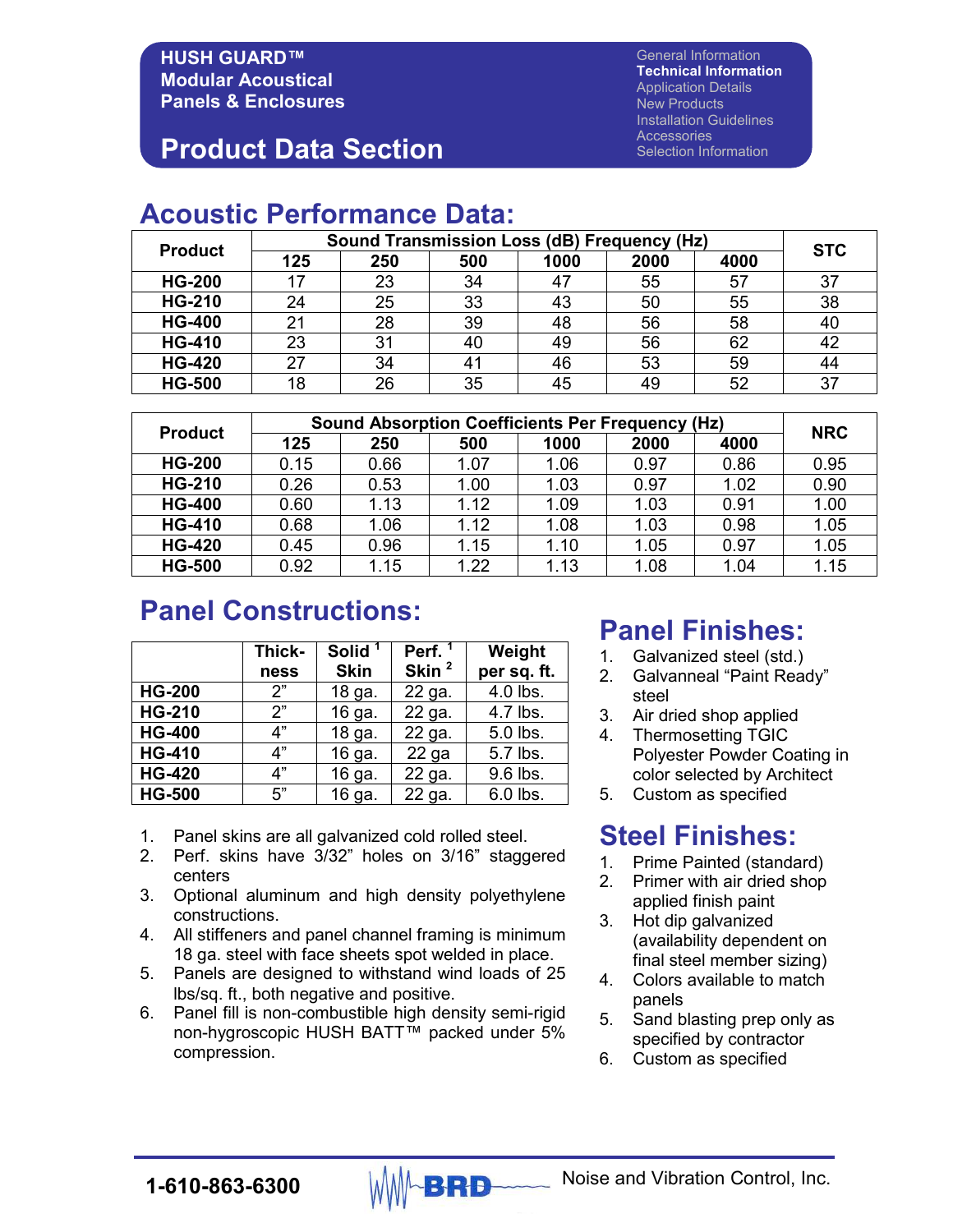**HUSH GUARD™ Modular Acoustical Panels & Enclosures**

# Product Data Section

General Information
**Technical Information**
Application Details
New Products
Installation Guidelines
Accessories
Selection Information

## Acoustic Performance Data:

| Product | Sound Transmission Loss (dB) Frequency (Hz) | | | | | | STC |
|---|---|---|---|---|---|---|---|
| | 125 | 250 | 500 | 1000 | 2000 | 4000 | |
| **HG-200** | 17 | 23 | 34 | 47 | 55 | 57 | 37 |
| **HG-210** | 24 | 25 | 33 | 43 | 50 | 55 | 38 |
| **HG-400** | 21 | 28 | 39 | 48 | 56 | 58 | 40 |
| **HG-410** | 23 | 31 | 40 | 49 | 56 | 62 | 42 |
| **HG-420** | 27 | 34 | 41 | 46 | 53 | 59 | 44 |
| **HG-500** | 18 | 26 | 35 | 45 | 49 | 52 | 37 |

| Product | Sound Absorption Coefficients Per Frequency (Hz) | | | | | | NRC |
|---|---|---|---|---|---|---|---|
| | 125 | 250 | 500 | 1000 | 2000 | 4000 | |
| **HG-200** | 0.15 | 0.66 | 1.07 | 1.06 | 0.97 | 0.86 | 0.95 |
| **HG-210** | 0.26 | 0.53 | 1.00 | 1.03 | 0.97 | 1.02 | 0.90 |
| **HG-400** | 0.60 | 1.13 | 1.12 | 1.09 | 1.03 | 0.91 | 1.00 |
| **HG-410** | 0.68 | 1.06 | 1.12 | 1.08 | 1.03 | 0.98 | 1.05 |
| **HG-420** | 0.45 | 0.96 | 1.15 | 1.10 | 1.05 | 0.97 | 1.05 |
| **HG-500** | 0.92 | 1.15 | 1.22 | 1.13 | 1.08 | 1.04 | 1.15 |

## Panel Constructions:

| | Thick-ness | Solid [1] Skin | Perf. [1] Skin [2] | Weight per sq. ft. |
|---|---|---|---|---|
| **HG-200** | 2" | 18 ga. | 22 ga. | 4.0 lbs. |
| **HG-210** | 2" | 16 ga. | 22 ga. | 4.7 lbs. |
| **HG-400** | 4" | 18 ga. | 22 ga. | 5.0 lbs. |
| **HG-410** | 4" | 16 ga. | 22 ga | 5.7 lbs. |
| **HG-420** | 4" | 16 ga. | 22 ga. | 9.6 lbs. |
| **HG-500** | 5" | 16 ga. | 22 ga. | 6.0 lbs. |

1. Panel skins are all galvanized cold rolled steel.
2. Perf. skins have 3/32" holes on 3/16" staggered centers
3. Optional aluminum and high density polyethylene constructions.
4. All stiffeners and panel channel framing is minimum 18 ga. steel with face sheets spot welded in place.
5. Panels are designed to withstand wind loads of 25 lbs/sq. ft., both negative and positive.
6. Panel fill is non-combustible high density semi-rigid non-hygroscopic HUSH BATT™ packed under 5% compression.

## Panel Finishes:

1. Galvanized steel (std.)
2. Galvanneal "Paint Ready" steel
3. Air dried shop applied
4. Thermosetting TGIC Polyester Powder Coating in color selected by Architect
5. Custom as specified

## Steel Finishes:

1. Prime Painted (standard)
2. Primer with air dried shop applied finish paint
3. Hot dip galvanized (availability dependent on final steel member sizing)
4. Colors available to match panels
5. Sand blasting prep only as specified by contractor
6. Custom as specified

1-610-863-6300 BRD Noise and Vibration Control, Inc.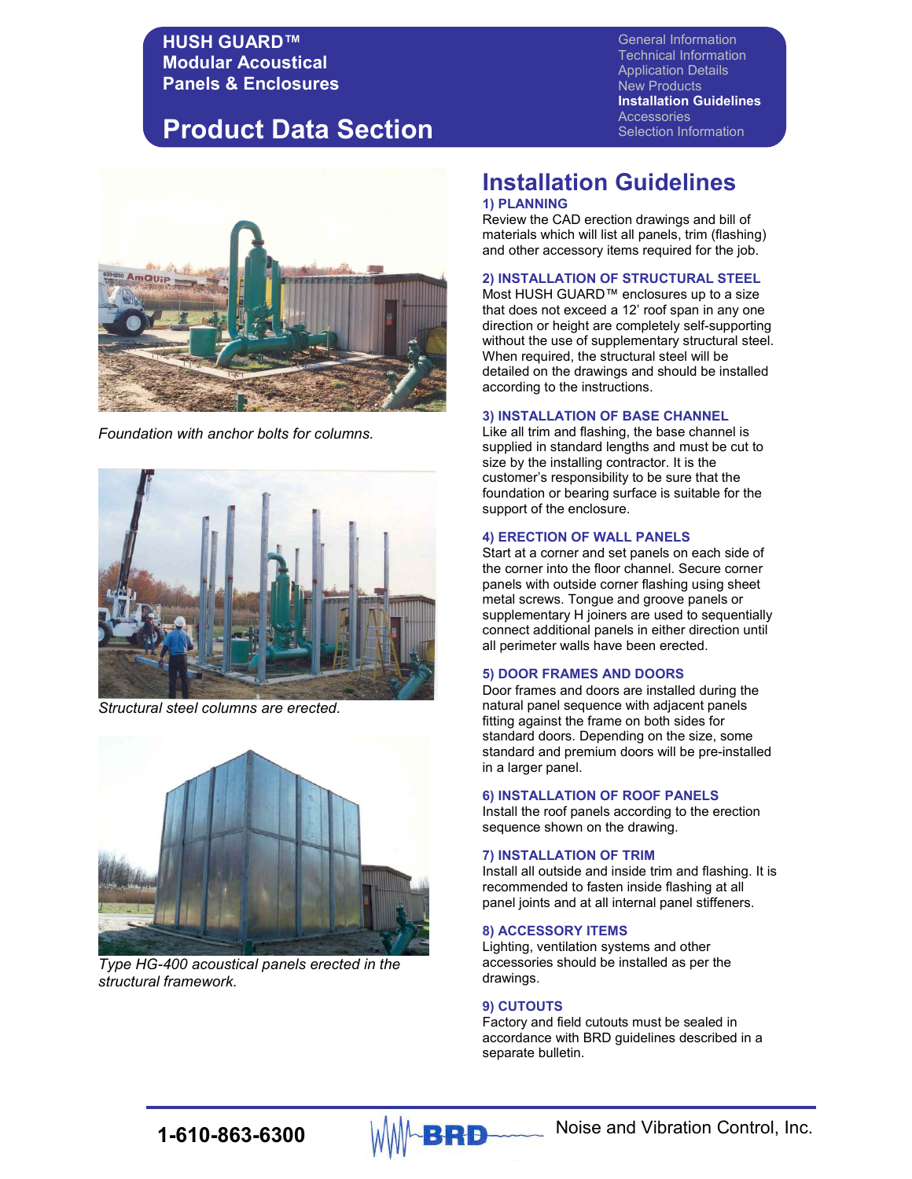# HUSH GUARD™ Modular Acoustical Panels & Enclosures

## Product Data Section

General Information
Technical Information
Application Details
New Products
**Installation Guidelines**
Accessories
Selection Information

*Foundation with anchor bolts for columns.*

*Structural steel columns are erected.*

*Type HG-400 acoustical panels erected in the structural framework.*

## Installation Guidelines

### 1) PLANNING

Review the CAD erection drawings and bill of materials which will list all panels, trim (flashing) and other accessory items required for the job.

### 2) INSTALLATION OF STRUCTURAL STEEL

Most HUSH GUARD™ enclosures up to a size that does not exceed a 12' roof span in any one direction or height are completely self-supporting without the use of supplementary structural steel. When required, the structural steel will be detailed on the drawings and should be installed according to the instructions.

### 3) INSTALLATION OF BASE CHANNEL

Like all trim and flashing, the base channel is supplied in standard lengths and must be cut to size by the installing contractor. It is the customer's responsibility to be sure that the foundation or bearing surface is suitable for the support of the enclosure.

### 4) ERECTION OF WALL PANELS

Start at a corner and set panels on each side of the corner into the floor channel. Secure corner panels with outside corner flashing using sheet metal screws. Tongue and groove panels or supplementary H joiners are used to sequentially connect additional panels in either direction until all perimeter walls have been erected.

### 5) DOOR FRAMES AND DOORS

Door frames and doors are installed during the natural panel sequence with adjacent panels fitting against the frame on both sides for standard doors. Depending on the size, some standard and premium doors will be pre-installed in a larger panel.

### 6) INSTALLATION OF ROOF PANELS

Install the roof panels according to the erection sequence shown on the drawing.

### 7) INSTALLATION OF TRIM

Install all outside and inside trim and flashing. It is recommended to fasten inside flashing at all panel joints and at all internal panel stiffeners.

### 8) ACCESSORY ITEMS

Lighting, ventilation systems and other accessories should be installed as per the drawings.

### 9) CUTOUTS

Factory and field cutouts must be sealed in accordance with BRD guidelines described in a separate bulletin.

1-610-863-6300 BRD Noise and Vibration Control, Inc.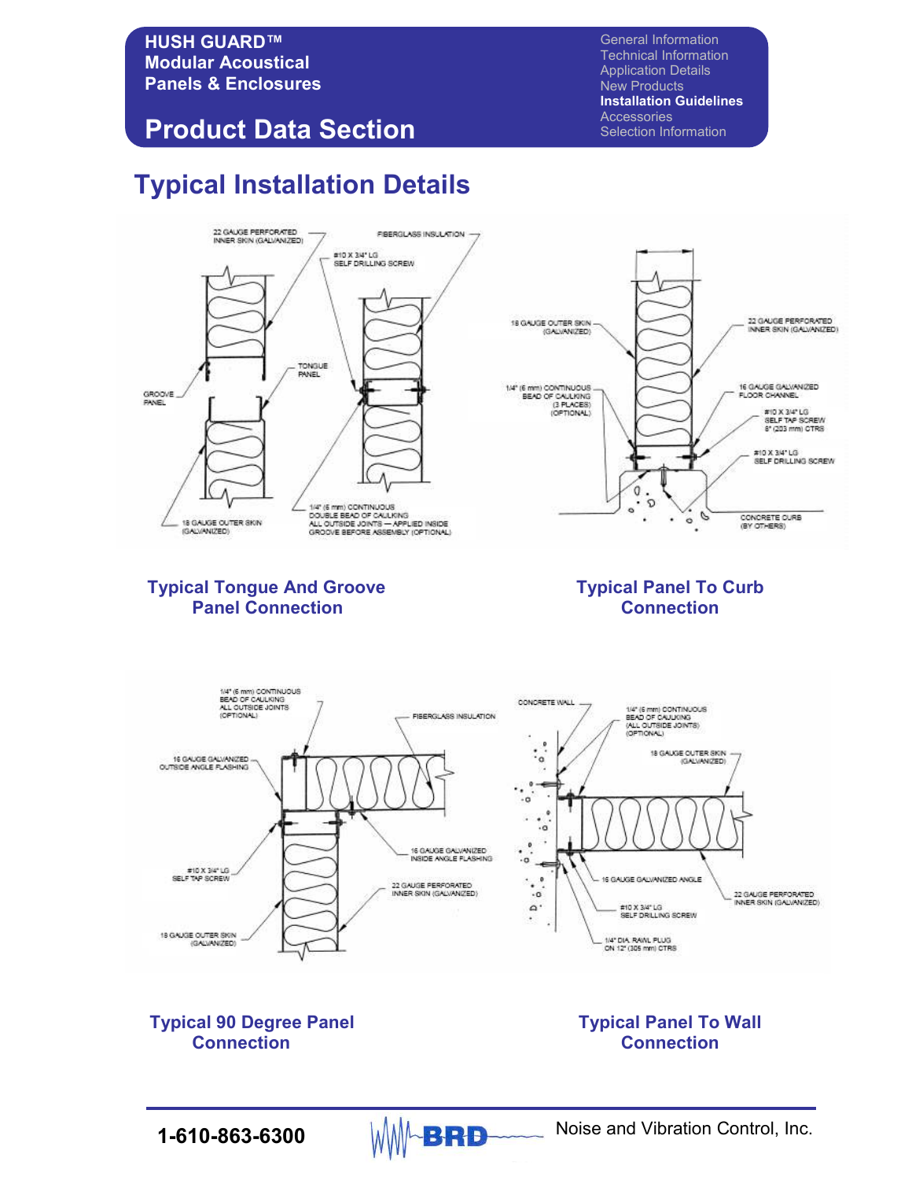# Typical Installation Details

22 GAUGE PERFORATED INNER SKIN (GALVANIZED)

FIBERGLASS INSULATION

#10 X 3/4" LG SELF DRILLING SCREW

TONGUE PANEL

GROOVE PANEL

18 GAUGE OUTER SKIN (GALVANIZED)

1/4" (6 mm) CONTINUOUS DOUBLE BEAD OF CAULKING ALL OUTSIDE JOINTS — APPLIED INSIDE GROOVE BEFORE ASSEMBLY (OPTIONAL)

## Typical Tongue And Groove Panel Connection

18 GAUGE OUTER SKIN (GALVANIZED)

22 GAUGE PERFORATED INNER SKIN (GALVANIZED)

1/4" (6 mm) CONTINUOUS BEAD OF CAULKING (3 PLACES) (OPTIONAL)

16 GAUGE GALVANIZED FLOOR CHANNEL

#10 X 3/4" LG SELF TAP SCREW 8" (203 mm) CTRS

#10 X 3/4" LG SELF DRILLING SCREW

CONCRETE CURB (BY OTHERS)

## Typical Panel To Curb Connection

1/4" (6 mm) CONTINUOUS BEAD OF CAULKING ALL OUTSIDE JOINTS (OPTIONAL)

FIBERGLASS INSULATION

16 GAUGE GALVANIZED OUTSIDE ANGLE FLASHING

16 GAUGE GALVANIZED INSIDE ANGLE FLASHING

#10 X 3/4" LG SELF TAP SCREW

22 GAUGE PERFORATED INNER SKIN (GALVANIZED)

18 GAUGE OUTER SKIN (GALVANIZED)

## Typical 90 Degree Panel Connection

CONCRETE WALL

1/4" (6 mm) CONTINUOUS BEAD OF CAULKING (ALL OUTSIDE JOINTS) (OPTIONAL)

18 GAUGE OUTER SKIN (GALVANIZED)

16 GAUGE GALVANIZED ANGLE

22 GAUGE PERFORATED INNER SKIN (GALVANIZED)

#10 X 3/4" LG SELF DRILLING SCREW

1/4" DIA. RAWL PLUG ON 12" (305 mm) CTRS

## Typical Panel To Wall Connection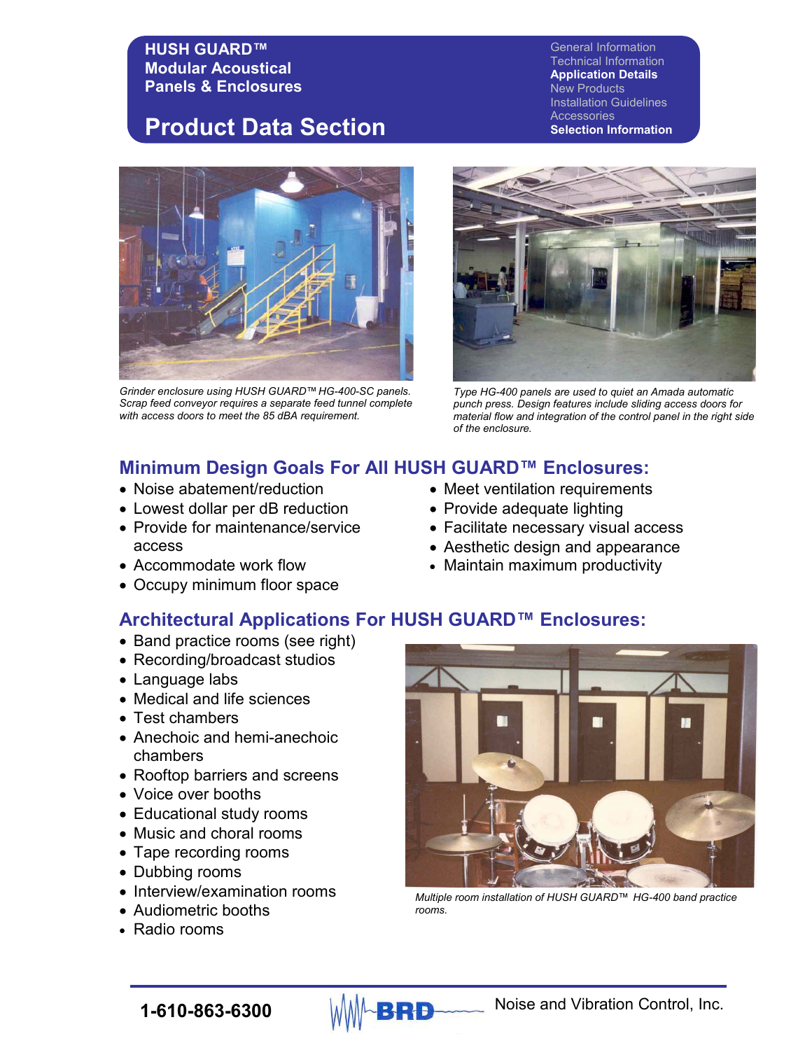# HUSH GUARD™ Modular Acoustical Panels & Enclosures

## Product Data Section

General Information
Technical Information
**Application Details**
New Products
Installation Guidelines
Accessories
**Selection Information**

*Grinder enclosure using HUSH GUARD™ HG-400-SC panels. Scrap feed conveyor requires a separate feed tunnel complete with access doors to meet the 85 dBA requirement.*

*Type HG-400 panels are used to quiet an Amada automatic punch press. Design features include sliding access doors for material flow and integration of the control panel in the right side of the enclosure.*

## Minimum Design Goals For All HUSH GUARD™ Enclosures:

- Noise abatement/reduction
- Lowest dollar per dB reduction
- Provide for maintenance/service access
- Accommodate work flow
- Occupy minimum floor space
- Meet ventilation requirements
- Provide adequate lighting
- Facilitate necessary visual access
- Aesthetic design and appearance
- Maintain maximum productivity

## Architectural Applications For HUSH GUARD™ Enclosures:

- Band practice rooms (see right)
- Recording/broadcast studios
- Language labs
- Medical and life sciences
- Test chambers
- Anechoic and hemi-anechoic chambers
- Rooftop barriers and screens
- Voice over booths
- Educational study rooms
- Music and choral rooms
- Tape recording rooms
- Dubbing rooms
- Interview/examination rooms
- Audiometric booths
- Radio rooms

*Multiple room installation of HUSH GUARD™ HG-400 band practice rooms.*

1-610-863-6300 BRD Noise and Vibration Control, Inc.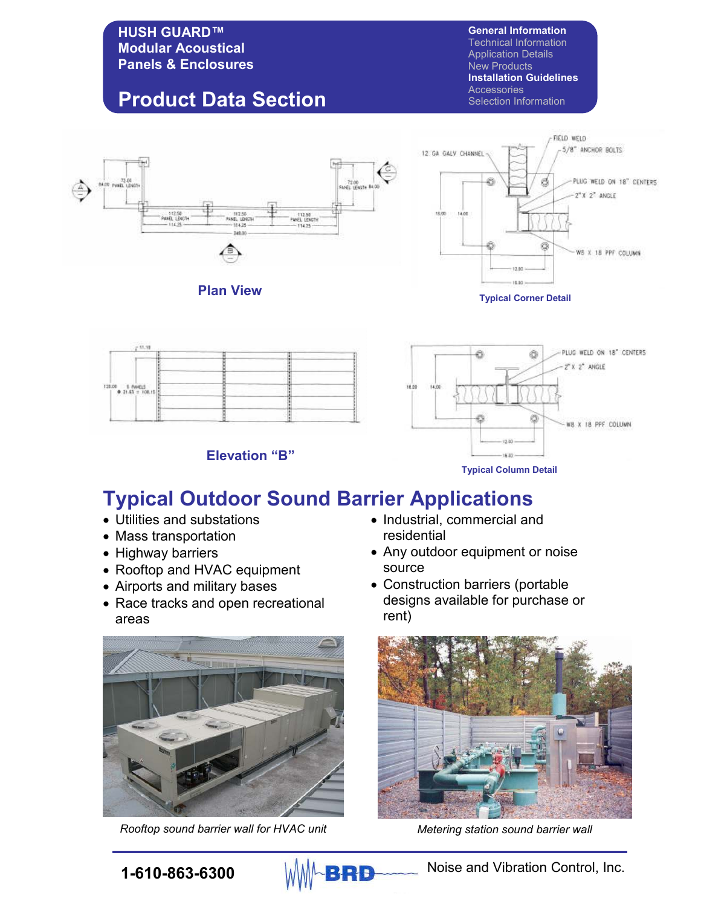# HUSH GUARD™ Modular Acoustical Panels & Enclosures

## Product Data Section

Plan View

Typical Corner Detail

Elevation "B"

Typical Column Detail

## Typical Outdoor Sound Barrier Applications

- Utilities and substations
- Mass transportation
- Highway barriers
- Rooftop and HVAC equipment
- Airports and military bases
- Race tracks and open recreational areas
- Industrial, commercial and residential
- Any outdoor equipment or noise source
- Construction barriers (portable designs available for purchase or rent)

*Rooftop sound barrier wall for HVAC unit*

*Metering station sound barrier wall*

**1-610-863-6300** BRD Noise and Vibration Control, Inc.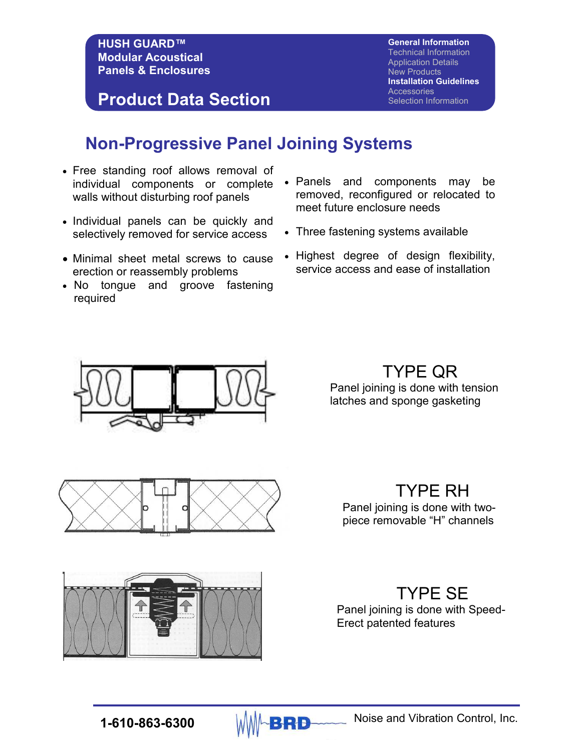HUSH GUARD™
Modular Acoustical
Panels & Enclosures

# Product Data Section

General Information
Technical Information
Application Details
New Products
Installation Guidelines
Accessories
Selection Information

## Non-Progressive Panel Joining Systems

- Free standing roof allows removal of individual components or complete walls without disturbing roof panels
- Individual panels can be quickly and selectively removed for service access
- Minimal sheet metal screws to cause erection or reassembly problems
- No tongue and groove fastening required
- Panels and components may be removed, reconfigured or relocated to meet future enclosure needs
- Three fastening systems available
- Highest degree of design flexibility, service access and ease of installation

### TYPE QR

Panel joining is done with tension latches and sponge gasketing

### TYPE RH

Panel joining is done with two-piece removable “H” channels

### TYPE SE

Panel joining is done with Speed-Erect patented features

1-610-863-6300 BRD Noise and Vibration Control, Inc.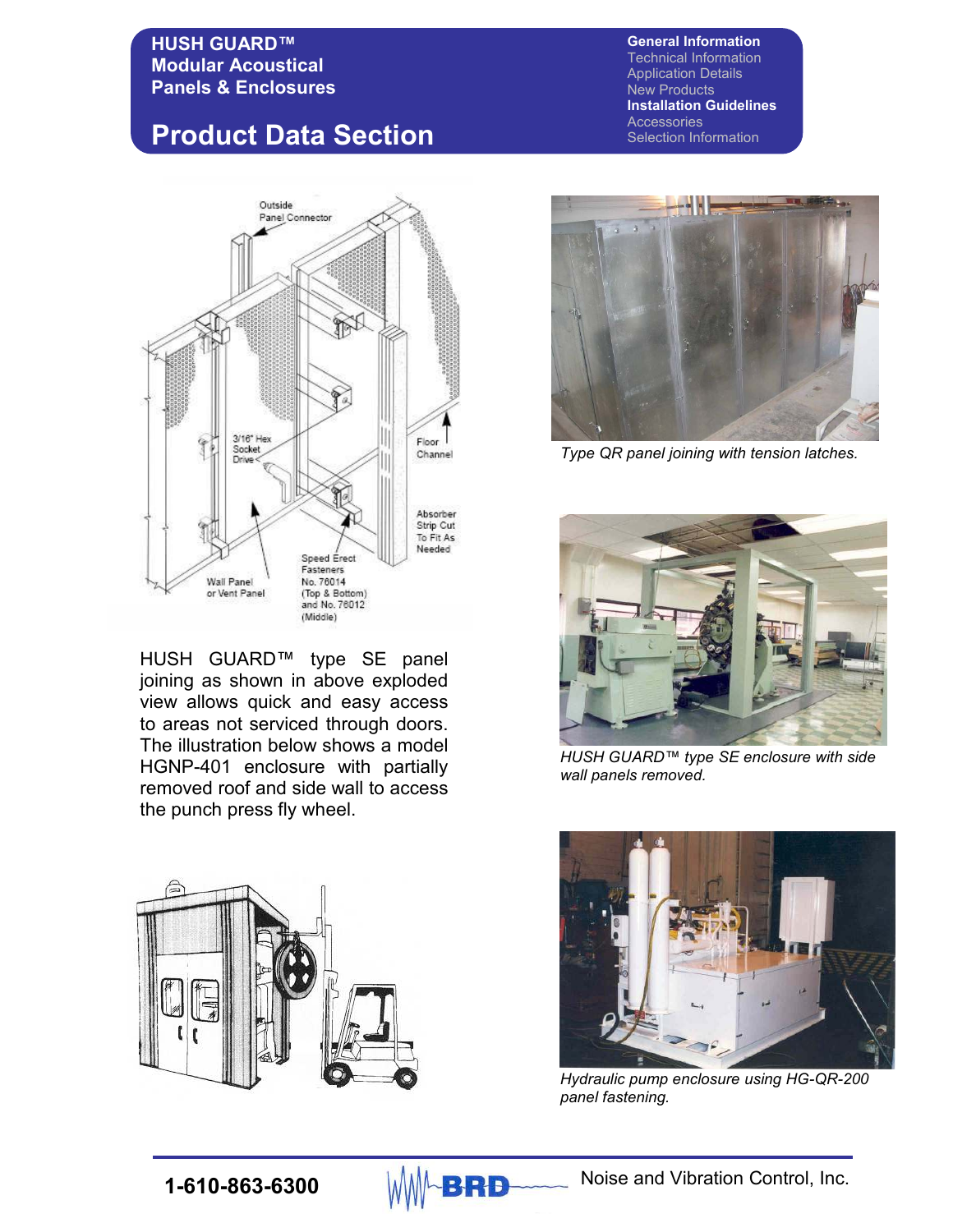# HUSH GUARD™ Modular Acoustical Panels & Enclosures

## Product Data Section

**General Information**
Technical Information
Application Details
New Products
**Installation Guidelines**
Accessories
Selection Information

Outside Panel Connector

3/16" Hex Socket Drive

Floor Channel

Absorber Strip Cut To Fit As Needed

Speed Erect Fasteners No. 76014 (Top & Bottom) and No. 76012 (Middle)

Wall Panel or Vent Panel

HUSH GUARD™ type SE panel joining as shown in above exploded view allows quick and easy access to areas not serviced through doors. The illustration below shows a model HGNP-401 enclosure with partially removed roof and side wall to access the punch press fly wheel.

*Type QR panel joining with tension latches.*

*HUSH GUARD™ type SE enclosure with side wall panels removed.*

*Hydraulic pump enclosure using HG-QR-200 panel fastening.*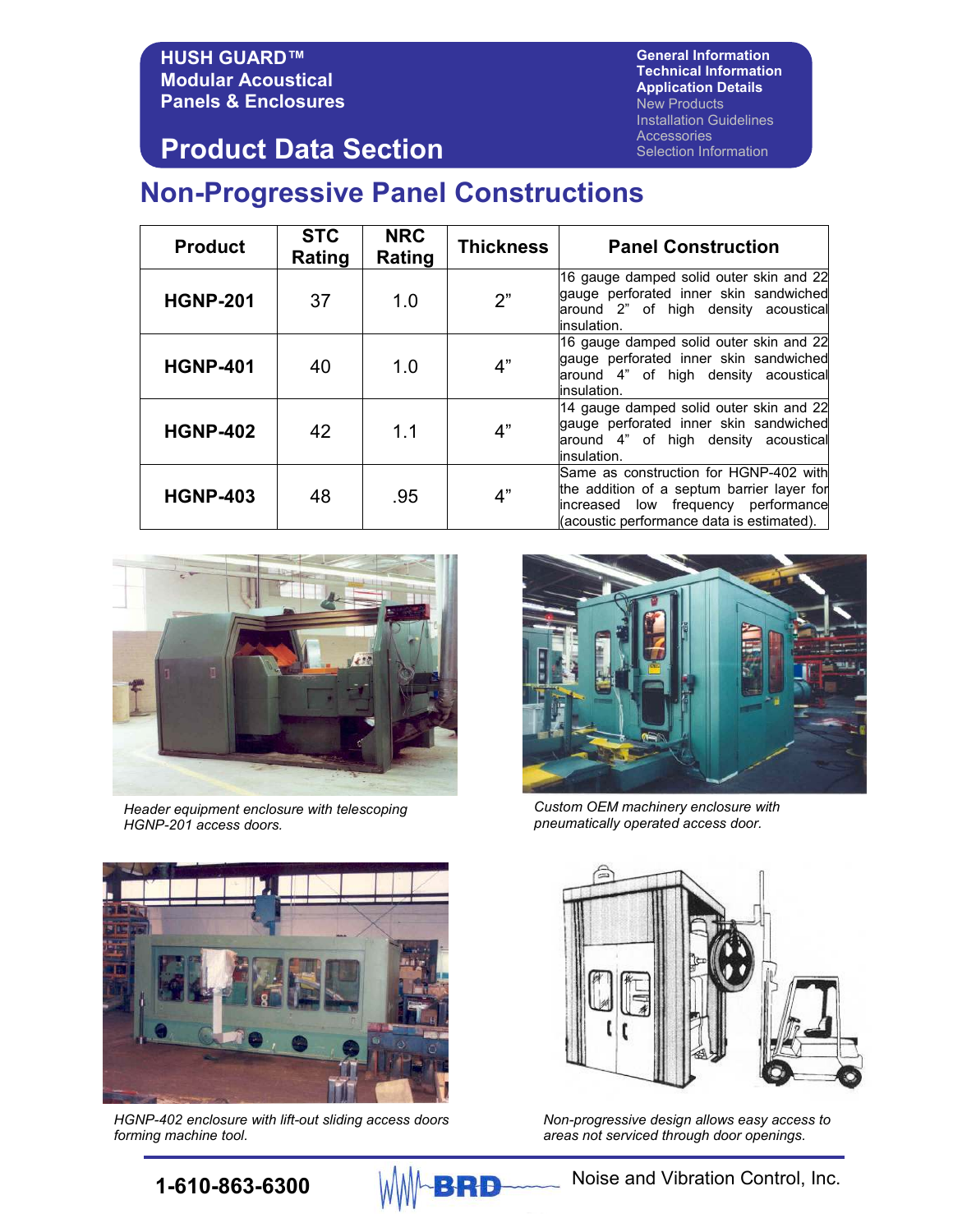# HUSH GUARD™ Modular Acoustical Panels & Enclosures

## Product Data Section

General Information
Technical Information
Application Details
New Products
Installation Guidelines
Accessories
Selection Information

# Non-Progressive Panel Constructions

| Product | STC Rating | NRC Rating | Thickness | Panel Construction |
|---|---|---|---|---|
| **HGNP-201** | 37 | 1.0 | 2” | 16 gauge damped solid outer skin and 22 gauge perforated inner skin sandwiched around 2” of high density acoustical insulation. |
| **HGNP-401** | 40 | 1.0 | 4” | 16 gauge damped solid outer skin and 22 gauge perforated inner skin sandwiched around 4” of high density acoustical insulation. |
| **HGNP-402** | 42 | 1.1 | 4” | 14 gauge damped solid outer skin and 22 gauge perforated inner skin sandwiched around 4” of high density acoustical insulation. |
| **HGNP-403** | 48 | .95 | 4” | Same as construction for HGNP-402 with the addition of a septum barrier layer for increased low frequency performance (acoustic performance data is estimated). |

*Header equipment enclosure with telescoping HGNP-201 access doors.*

*Custom OEM machinery enclosure with pneumatically operated access door.*

*HGNP-402 enclosure with lift-out sliding access doors forming machine tool.*

*Non-progressive design allows easy access to areas not serviced through door openings.*

**1-610-863-6300** BRD Noise and Vibration Control, Inc.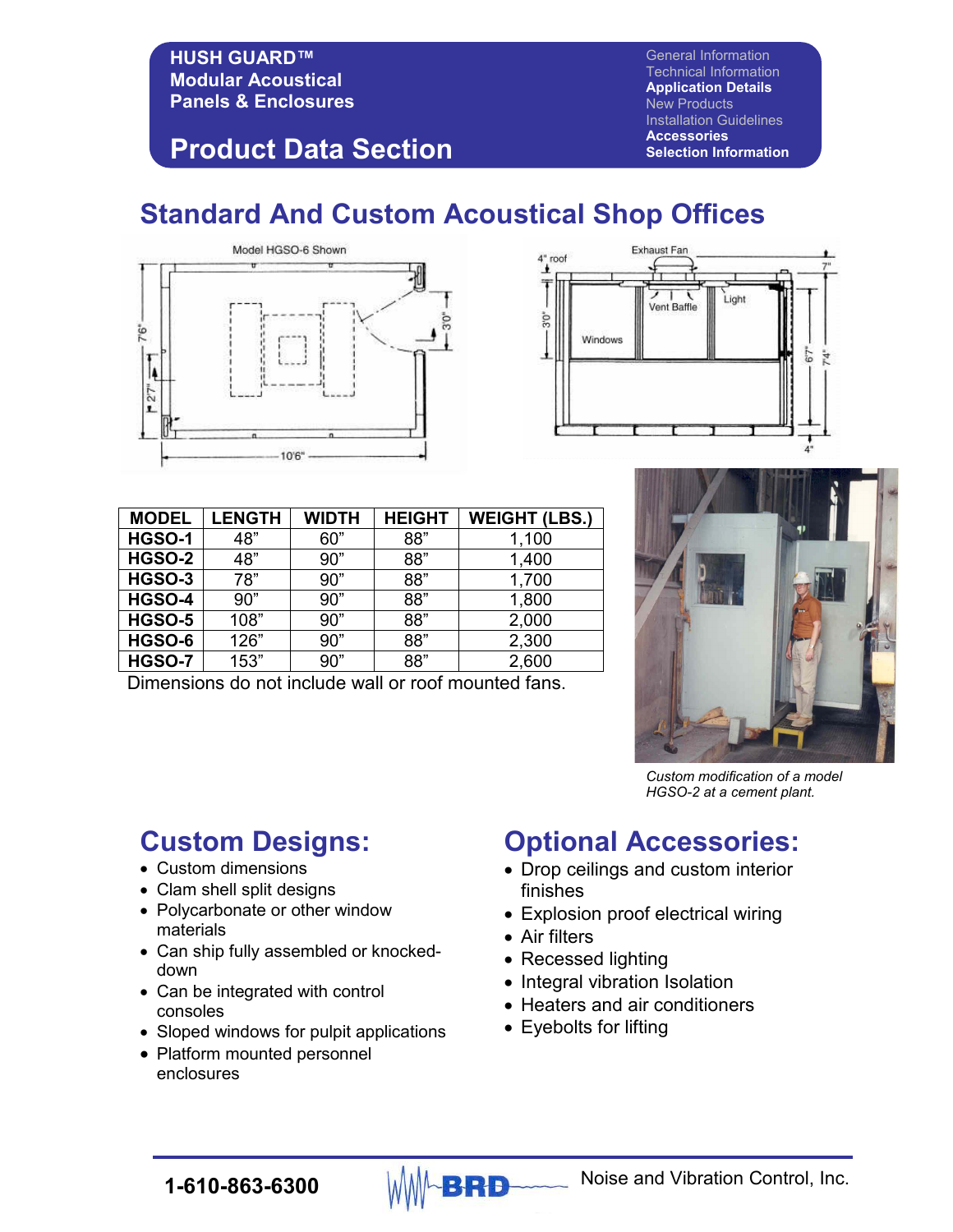**HUSH GUARD™ Modular Acoustical Panels & Enclosures**

**Product Data Section**

# Standard And Custom Acoustical Shop Offices

Model HGSO-6 Shown

7'6"
2'7"
3'0"
10'6"

Exhaust Fan
4" roof
7"
Vent Baffle
Light
3'0"
Windows
6'7"
7'4"
4"

| MODEL | LENGTH | WIDTH | HEIGHT | WEIGHT (LBS.) |
|---|---|---|---|---|
| HGSO-1 | 48” | 60” | 88” | 1,100 |
| HGSO-2 | 48” | 90” | 88” | 1,400 |
| HGSO-3 | 78” | 90” | 88” | 1,700 |
| HGSO-4 | 90” | 90” | 88” | 1,800 |
| HGSO-5 | 108” | 90” | 88” | 2,000 |
| HGSO-6 | 126” | 90” | 88” | 2,300 |
| HGSO-7 | 153” | 90” | 88” | 2,600 |

Dimensions do not include wall or roof mounted fans.

*Custom modification of a model HGSO-2 at a cement plant.*

## Custom Designs:

- Custom dimensions
- Clam shell split designs
- Polycarbonate or other window materials
- Can ship fully assembled or knocked-down
- Can be integrated with control consoles
- Sloped windows for pulpit applications
- Platform mounted personnel enclosures

## Optional Accessories:

- Drop ceilings and custom interior finishes
- Explosion proof electrical wiring
- Air filters
- Recessed lighting
- Integral vibration Isolation
- Heaters and air conditioners
- Eyebolts for lifting

**1-610-863-6300** BRD Noise and Vibration Control, Inc.